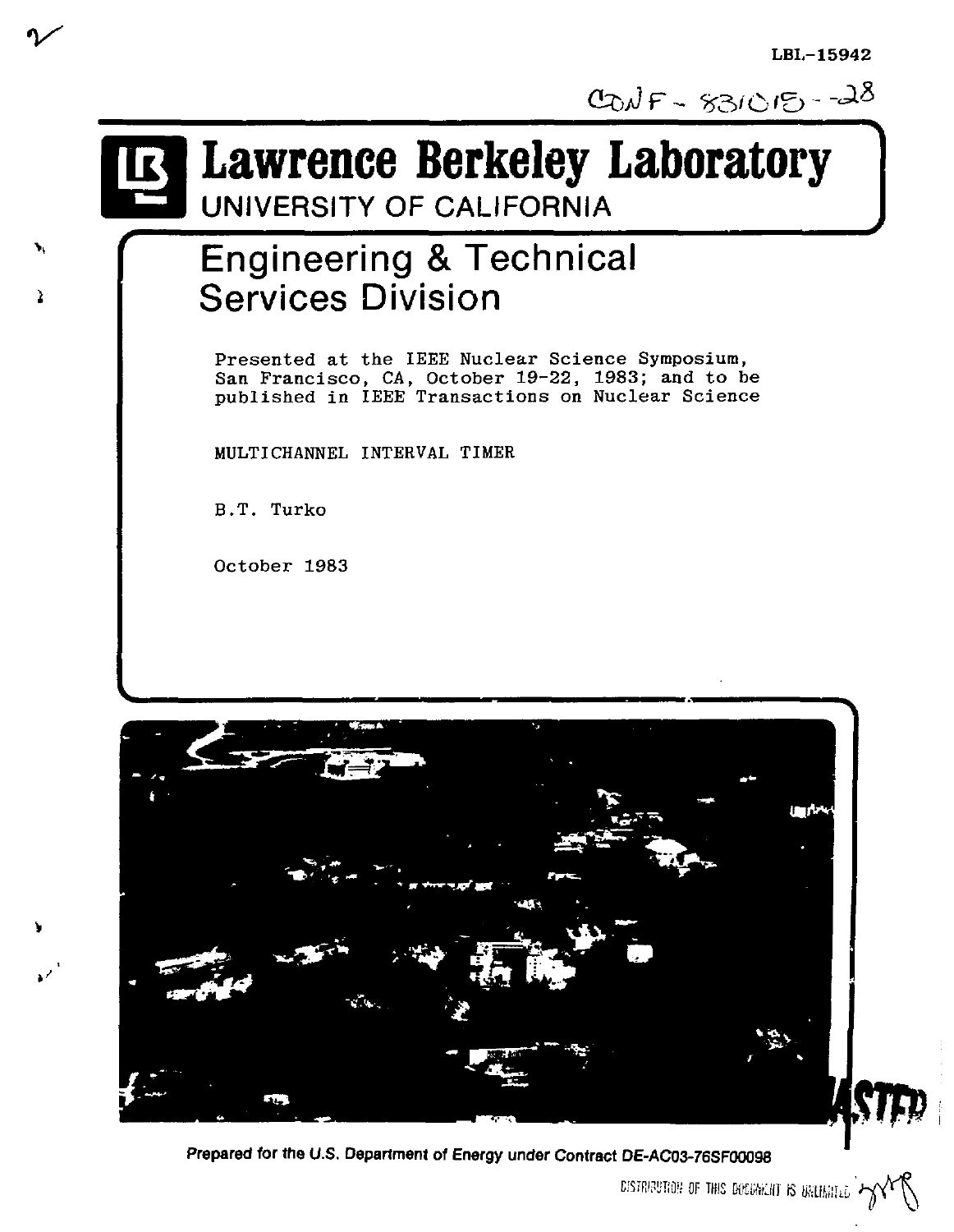LBL-15942

CONF-831015--28

# Lawrence Berkeley Laboratory
UNIVERSITY OF CALIFORNIA

## Engineering & Technical Services Division

Presented at the IEEE Nuclear Science Symposium, San Francisco, CA, October 19-22, 1983; and to be published in IEEE Transactions on Nuclear Science

MULTICHANNEL INTERVAL TIMER

B.T. Turko

October 1983

**Prepared for the U.S. Department of Energy under Contract DE-AC03-76SF00098**

DISTRIBUTION OF THIS DOCUMENT IS UNLIMITED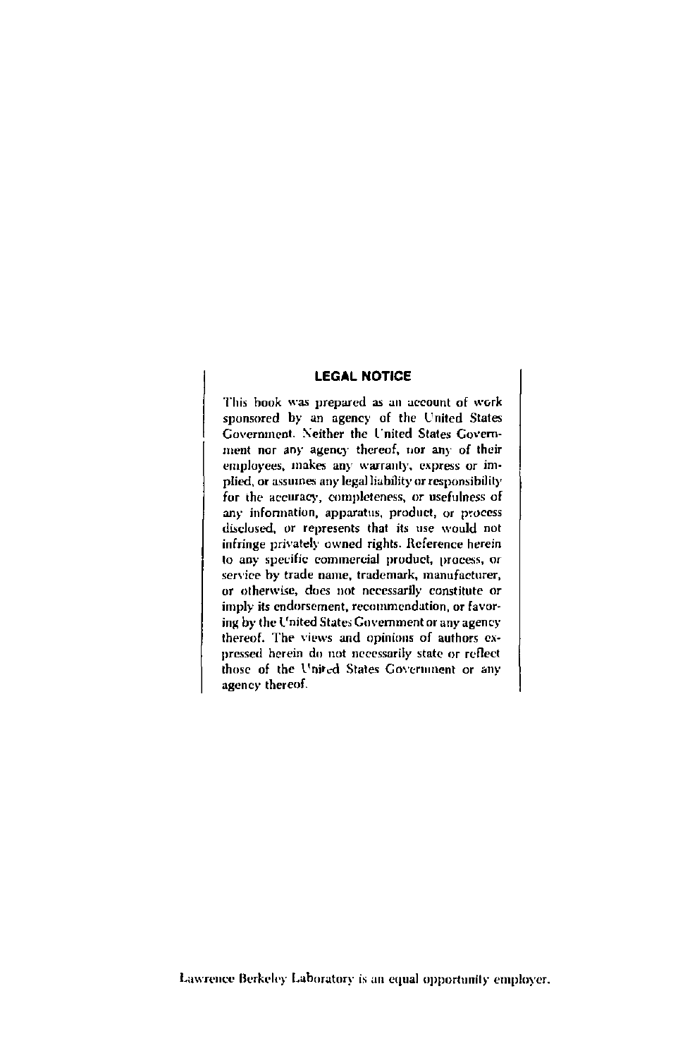## LEGAL NOTICE

This book was prepared as an account of work sponsored by an agency of the United States Government. Neither the United States Government nor any agency thereof, nor any of their employees, makes any warranty, express or implied, or assumes any legal liability or responsibility for the accuracy, completeness, or usefulness of any information, apparatus, product, or process disclosed, or represents that its use would not infringe privately owned rights. Reference herein to any specific commercial product, process, or service by trade name, trademark, manufacturer, or otherwise, does not necessarily constitute or imply its endorsement, recommendation, or favoring by the United States Government or any agency thereof. The views and opinions of authors expressed herein do not necessarily state or reflect those of the United States Government or any agency thereof.

Lawrence Berkeley Laboratory is an equal opportunity employer.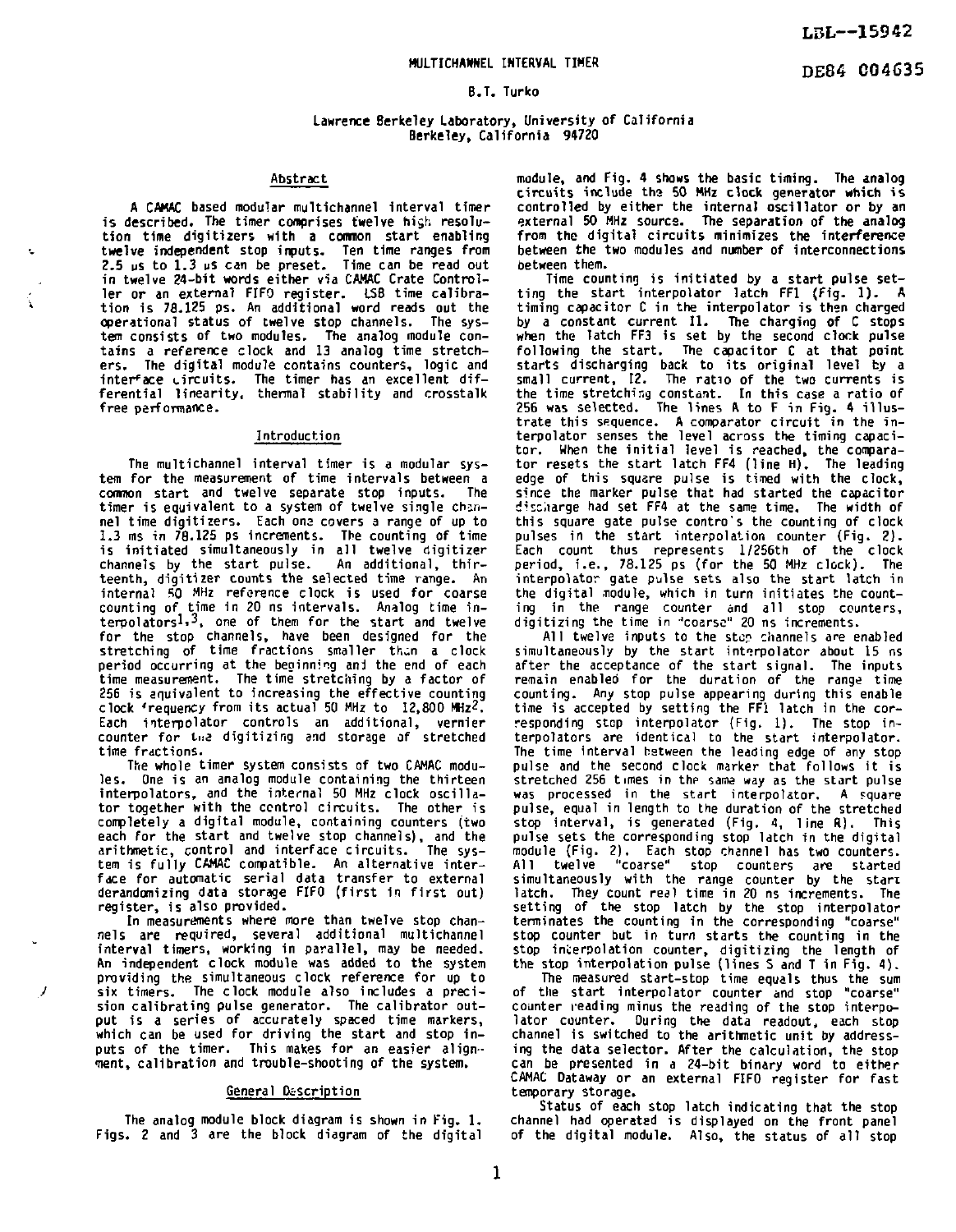LBL--15942

DE84 004635

# MULTICHANNEL INTERVAL TIMER

B.T. Turko

Lawrence Berkeley Laboratory, University of California
Berkeley, California 94720

## Abstract

A CAMAC based modular multichannel interval timer is described. The timer comprises twelve high resolution time digitizers with a common start enabling twelve independent stop inputs. Ten time ranges from 2.5 μs to 1.3 μs can be preset. Time can be read out in twelve 24-bit words either via CAMAC Crate Controller or an external FIFO register. LSB time calibration is 78.125 ps. An additional word reads out the operational status of twelve stop channels. The system consists of two modules. The analog module contains a reference clock and 13 analog time stretchers. The digital module contains counters, logic and interface circuits. The timer has an excellent differential linearity, thermal stability and crosstalk free performance.

## Introduction

The multichannel interval timer is a modular system for the measurement of time intervals between a common start and twelve separate stop inputs. The timer is equivalent to a system of twelve single channel time digitizers. Each one covers a range of up to 1.3 ms in 78.125 ps increments. The counting of time is initiated simultaneously in all twelve digitizer channels by the start pulse. An additional, thirteenth, digitizer counts the selected time range. An internal 50 MHz reference clock is used for coarse counting of time in 20 ns intervals. Analog time interpolators[1,3], one of them for the start and twelve for the stop channels, have been designed for the stretching of time fractions smaller than a clock period occurring at the beginning and the end of each time measurement. The time stretching by a factor of 256 is equivalent to increasing the effective counting clock frequency from its actual 50 MHz to 12,800 MHz[2]. Each interpolator controls an additional, vernier counter for the digitizing and storage of stretched time fractions.

The whole timer system consists of two CAMAC modules. One is an analog module containing the thirteen interpolators, and the internal 50 MHz clock oscillator together with the control circuits. The other is completely a digital module, containing counters (two each for the start and twelve stop channels), and the arithmetic, control and interface circuits. The system is fully CAMAC compatible. An alternative interface for automatic serial data transfer to external derandomizing data storage FIFO (first in first out) register, is also provided.

In measurements where more than twelve stop channels are required, several additional multichannel interval timers, working in parallel, may be needed. An independent clock module was added to the system providing the simultaneous clock reference for up to six timers. The clock module also includes a precision calibrating pulse generator. The calibrator output is a series of accurately spaced time markers, which can be used for driving the start and stop inputs of the timer. This makes for an easier alignment, calibration and trouble-shooting of the system.

## General Description

The analog module block diagram is shown in Fig. 1. Figs. 2 and 3 are the block diagram of the digital module, and Fig. 4 shows the basic timing. The analog circuits include the 50 MHz clock generator which is controlled by either the internal oscillator or by an external 50 MHz source. The separation of the analog from the digital circuits minimizes the interference between the two modules and number of interconnections between them.

Time counting is initiated by a start pulse setting the start interpolator latch FF1 (Fig. 1). A timing capacitor C in the interpolator is then charged by a constant current I1. The charging of C stops when the latch FF3 is set by the second clock pulse following the start. The capacitor C at that point starts discharging back to its original level by a small current, I2. The ratio of the two currents is the time stretching constant. In this case a ratio of 256 was selected. The lines A to F in Fig. 4 illustrate this sequence. A comparator circuit in the interpolator senses the level across the timing capacitor. When the initial level is reached, the comparator resets the start latch FF4 (line H). The leading edge of this square pulse is timed with the clock, since the marker pulse that had started the capacitor discharge had set FF4 at the same time. The width of this square gate pulse controls the counting of clock pulses in the start interpolation counter (Fig. 2). Each count thus represents 1/256th of the clock period, i.e., 78.125 ps (for the 50 MHz clock). The interpolator gate pulse sets also the start latch in the digital module, which in turn initiates the counting in the range counter and all stop counters, digitizing the time in "coarse" 20 ns increments.

All twelve inputs to the stop channels are enabled simultaneously by the start interpolator about 15 ns after the acceptance of the start signal. The inputs remain enabled for the duration of the range time counting. Any stop pulse appearing during this enable time is accepted by setting the FF1 latch in the corresponding stop interpolator (Fig. 1). The stop interpolators are identical to the start interpolator. The time interval between the leading edge of any stop pulse and the second clock marker that follows it is stretched 256 times in the same way as the start pulse was processed in the start interpolator. A square pulse, equal in length to the duration of the stretched stop interval, is generated (Fig. 4, line R). This pulse sets the corresponding stop latch in the digital module (Fig. 2). Each stop channel has two counters. All twelve "coarse" stop counters are started simultaneously with the range counter by the start latch. They count real time in 20 ns increments. The setting of the stop latch by the stop interpolator terminates the counting in the corresponding "coarse" stop counter but in turn starts the counting in the stop interpolation counter, digitizing the length of the stop interpolation pulse (lines S and T in Fig. 4).

The measured start-stop time equals thus the sum of the start interpolator counter and stop "coarse" counter reading minus the reading of the stop interpolator counter. During the data readout, each stop channel is switched to the arithmetic unit by addressing the data selector. After the calculation, the stop can be presented in a 24-bit binary word to either CAMAC Dataway or an external FIFO register for fast temporary storage.

Status of each stop latch indicating that the stop channel had operated is displayed on the front panel of the digital module. Also, the status of all stop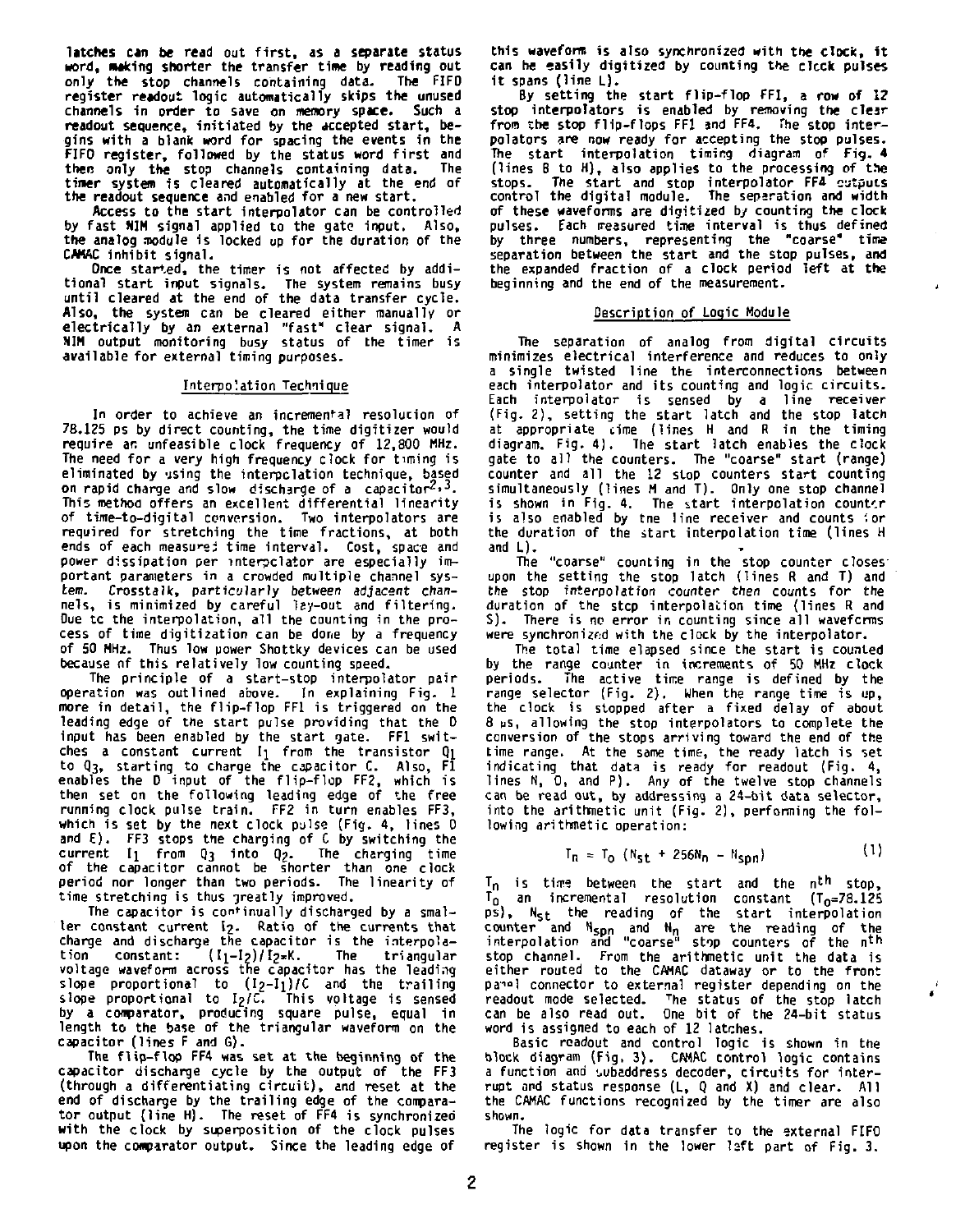latches can be read out first, as a separate status word, making shorter the transfer time by reading out only the stop channels containing data. The FIFO register readout logic automatically skips the unused channels in order to save on memory space. Such a readout sequence, initiated by the accepted start, begins with a blank word for spacing the events in the FIFO register, followed by the status word first and then only the stop channels containing data. The timer system is cleared automatically at the end of the readout sequence and enabled for a new start.

Access to the start interpolator can be controlled by fast NIM signal applied to the gate input. Also, the analog module is locked up for the duration of the CAMAC inhibit signal.

Once started, the timer is not affected by additional start input signals. The system remains busy until cleared at the end of the data transfer cycle. Also, the system can be cleared either manually or electrically by an external "fast" clear signal. A NIM output monitoring busy status of the timer is available for external timing purposes.

## Interpolation Technique

In order to achieve an incremental resolution of 78.125 ps by direct counting, the time digitizer would require an unfeasible clock frequency of 12,800 MHz. The need for a very high frequency clock for timing is eliminated by using the interpolation technique, based on rapid charge and slow discharge of a capacitor[2,3]. This method offers an excellent differential linearity of time-to-digital conversion. Two interpolators are required for stretching the time fractions, at both ends of each measured time interval. Cost, space and power dissipation per interpolator are especially important parameters in a crowded multiple channel system. *Crosstalk, particularly between adjacent channels*, is minimized by careful lay-out and filtering. Due to the interpolation, all the counting in the process of time digitization can be done by a frequency of 50 MHz. Thus low power Shottky devices can be used because of this relatively low counting speed.

The principle of a start-stop interpolator pair operation was outlined above. In explaining Fig. 1 more in detail, the flip-flop FF1 is triggered on the leading edge of the start pulse providing that the D input has been enabled by the start gate. FF1 switches a constant current $I_1$ from the transistor $Q_1$ to $Q_3$, starting to charge the capacitor C. Also, FI enables the D input of the flip-flop FF2, which is then set on the following leading edge of the free running clock pulse train. FF2 in turn enables FF3, which is set by the next clock pulse (Fig. 4, lines D and E). FF3 stops the charging of C by switching the current $I_1$ from $Q_3$ into $Q_2$. The charging time of the capacitor cannot be shorter than one clock period nor longer than two periods. The linearity of time stretching is thus greatly improved.

The capacitor is continually discharged by a smaller constant current $I_2$. Ratio of the currents that charge and discharge the capacitor is the interpolation constant: $(I_1-I_2)/I_2=K$. The triangular voltage waveform across the capacitor has the leading slope proportional to $(I_2-I_1)/C$ and the trailing slope proportional to $I_2/C$. This voltage is sensed by a comparator, producing square pulse, equal in length to the base of the triangular waveform on the capacitor (lines F and G).

The flip-flop FF4 was set at the beginning of the capacitor discharge cycle by the output of the FF3 (through a differentiating circuit), and reset at the end of discharge by the trailing edge of the comparator output (line H). The reset of FF4 is synchronized with the clock by superposition of the clock pulses upon the comparator output. Since the leading edge of this waveform is also synchronized with the clock, it can be easily digitized by counting the clock pulses it spans (line L).

By setting the start flip-flop FF1, a row of 12 stop interpolators is enabled by removing the clear from the stop flip-flops FF1 and FF4. The stop interpolators are now ready for accepting the stop pulses. The start interpolation timing diagram of Fig. 4 (lines B to H), also applies to the processing of the stops. The start and stop interpolator FF4 outputs control the digital module. The separation and width of these waveforms are digitized by counting the clock pulses. Each measured time interval is thus defined by three numbers, representing the "coarse" time separation between the start and the stop pulses, and the expanded fraction of a clock period left at the beginning and the end of the measurement.

## Description of Logic Module

The separation of analog from digital circuits minimizes electrical interference and reduces to only a single twisted line the interconnections between each interpolator and its counting and logic circuits. Each interpolator is sensed by a line receiver (Fig. 2), setting the start latch and the stop latch at appropriate time (lines H and R in the timing diagram. Fig. 4). The start latch enables the clock gate to all the counters. The "coarse" start (range) counter and all the 12 stop counters start counting simultaneously (lines M and T). Only one stop channel is shown in Fig. 4. The start interpolation counter is also enabled by the line receiver and counts for the duration of the start interpolation time (lines H and L).

The "coarse" counting in the stop counter closes upon the setting the stop latch (lines R and T) and *the stop interpolation counter then counts* for the duration of the stop interpolation time (lines R and S). There is no error in counting since all waveforms were synchronized with the clock by the interpolator.

The total time elapsed since the start is counted by the range counter in increments of 50 MHz clock periods. The active time range is defined by the range selector (Fig. 2). When the range time is up, the clock is stopped after a fixed delay of about 8 µs, allowing the stop interpolators to complete the conversion of the stops arriving toward the end of the time range. At the same time, the ready latch is set indicating that data is ready for readout (Fig. 4, lines N, O, and P). Any of the twelve stop channels can be read out, by addressing a 24-bit data selector, into the arithmetic unit (Fig. 2), performing the following arithmetic operation:

$$T_n = T_0 \left(N_{st} + 256N_n - N_{spn}\right) \tag{1}$$

$T_n$ is time between the start and the $n^{th}$ stop, $T_0$ an incremental resolution constant ($T_0$=78.125 ps), $N_{st}$ the reading of the start interpolation counter and $N_{spn}$ and $N_n$ are the reading of the interpolation and "coarse" stop counters of the $n^{th}$ stop channel. From the arithmetic unit the data is either routed to the CAMAC dataway or to the front panel connector to external register depending on the readout mode selected. The status of the stop latch can be also read out. One bit of the 24-bit status word is assigned to each of 12 latches.

Basic readout and control logic is shown in the block diagram (Fig. 3). CAMAC control logic contains a function and subaddress decoder, circuits for interrupt and status response (L, Q and X) and clear. All the CAMAC functions recognized by the timer are also shown.

The logic for data transfer to the external FIFO register is shown in the lower left part of Fig. 3.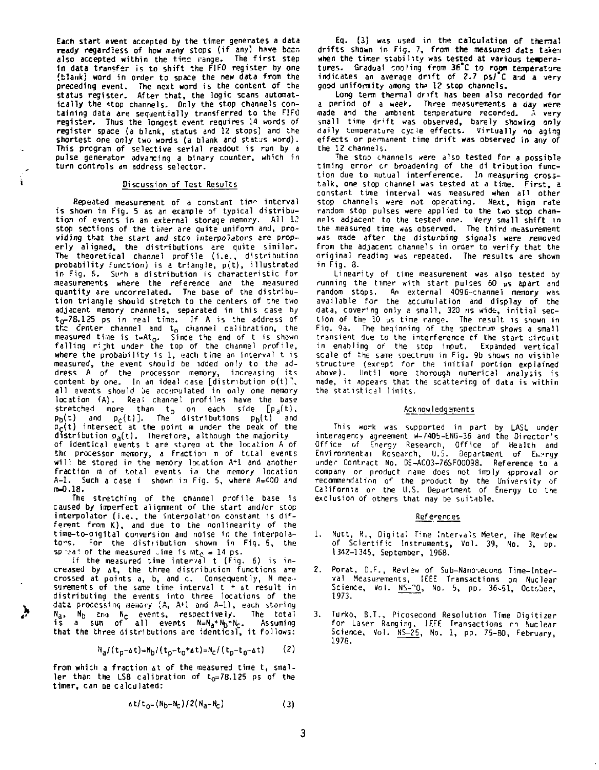Each start event accepted by the timer generates a data ready regardless of how many stops (if any) have been also accepted within the time range. The first step in data transfer is to shift the FIFO register by one (blank) word in order to space the new data from the preceding event. The next word is the content of the status register. After that, the logic scans automatically the stop channels. Only the stop channels containing data are sequentially transferred to the FIFO register. Thus the longest event requires 14 words of register space (a blank, status and 12 stops) and the shortest one only two words (a blank and status word). This program of selective serial readout is run by a pulse generator advancing a binary counter, which in turn controls an address selector.

## Discussion of Test Results

Repeated measurement of a constant time interval is shown in Fig. 5 as an example of typical distribution of events in an external storage memory. All 12 stop sections of the timer are quite uniform and, providing that the start and stop interpolators are properly aligned, the distributions are quite similar. The theoretical channel profile (i.e., distribution probability function) is a triangle, p(t), illustrated in Fig. 6. Such a distribution is characteristic for measurements where the reference and the measured quantity are uncorrelated. The base of the distribution triangle should stretch to the centers of the two adjacent memory channels, separated in this case by $t_0$=78.125 ps in real time. If A is the address of the center channel and $t_0$ channel calibration, the measured time is $t = At_0$. Since the end of t is shown falling right under the top of the channel profile, where the probability is 1, each time an interval t is measured, the event should be added only to the address A of the processor memory, increasing its content by one. In an ideal case [distribution p(t)], all events should be accumulated in only one memory location (A). Real channel profiles have the base stretched more than $t_0$ on each side [$p_a(t)$, $p_b(t)$ and $p_c(t)$]. The distributions $p_b(t)$ and $p_c(t)$ intersect at the point m under the peak of the distribution $p_a(t)$. Therefore, although the majority of identical events t are stored at the location A of the processor memory, a fraction m of total events will be stored in the memory location A+1 and another fraction m of total events in the memory location A-1. Such a case is shown in Fig. 5, where A=400 and m=0.18.

The stretching of the channel profile base is caused by imperfect alignment of the start and/or stop interpolator (i.e., the interpolation constant is different from K), and due to the nonlinearity of the time-to-digital conversion and noise in the interpolators. For the distribution shown in Fig. 5, the spread of the measured time is $mt_0$ = 14 ps.

If the measured time interval t (Fig. 6) is increased by $\Delta t$, the three distribution functions are crossed at points a, b, and c. Consequently, N measurements of the same time interval t + $\Delta t$ result in distributing the events into three locations of the data processing memory (A, A+1 and A-1), each storing $N_a$, $N_b$ and $N_c$ events, respectively. The total is a sum of all events $N = N_a + N_b + N_c$. Assuming that the three distributions are identical, it follows:

$$N_a/(t_p-\Delta t) = N_b/(t_p-t_0+\Delta t) = N_c/(t_p-t_0-\Delta t) \qquad (2)$$

from which a fraction $\Delta t$ of the measured time t, smaller than the LSB calibration of $t_0$=78.125 ps of the timer, can be calculated:

$$\Delta t/t_0 = (N_b-N_c)/2(N_a-N_c) \qquad (3)$$

Eq. (3) was used in the calculation of thermal drifts shown in Fig. 7, from the measured data taken when the timer stability was tested at various temperatures. Gradual cooling from 36°C to room temperature indicates an average drift of 2.7 ps/°C and a very good uniformity among the 12 stop channels.

Long term thermal drift has been also recorded for a period of a week. Three measurements a day were made and the ambient temperature recorded. A very small time drift was observed, barely showing only daily temperature cycle effects. Virtually no aging effects or permanent time drift was observed in any of the 12 channels.

The stop channels were also tested for a possible timing error or broadening of the distribution function due to mutual interference. In measuring cross-talk, one stop channel was tested at a time. First, a constant time interval was measured when all other stop channels were not operating. Next, high rate random stop pulses were applied to the two stop channels adjacent to the tested one. Very small shift in the measured time was observed. The third measurement was made after the disturbing signals were removed from the adjacent channels in order to verify that the original reading was repeated. The results are shown in Fig. 8.

Linearity of time measurement was also tested by running the timer with start pulses 60 µs apart and random stops. An external 4096-channel memory was available for the accumulation and display of the data, covering only a small, 320 ns wide, initial section of the 10 µs time range. The result is shown in Fig. 9a. The beginning of the spectrum shows a small transient due to the interference of the start circuit in enabling of the stop input. Expanded vertical scale of the same spectrum in Fig. 9b shows no visible structure (except for the initial portion explained above). Until more thorough numerical analysis is made, it appears that the scattering of data is within the statistical limits.

## Acknowledgements

This work was supported in part by LASL under interagency agreement W-7405-ENG-36 and the Director's Office of Energy Research, Office of Health and Environmental Research, U.S. Department of Energy under Contract No. DE-AC03-76SF00098. Reference to a company or product name does not imply approval or recommendation of the product by the University of California or the U.S. Department of Energy to the exclusion of others that may be suitable.

## References

1. Nutt, R., Digital Time Intervals Meter, The Review of Scientific Instruments, Vol. 39, No. 3, pp. 1342-1345, September, 1968.
2. Porat, D.F., Review of Sub-Nanosecond Time-Interval Measurements, IEEE Transactions on Nuclear Science, Vol. NS-20, No. 5, pp. 36-51, October, 1973.
3. Turko, B.T., Picosecond Resolution Time Digitizer for Laser Ranging, IEEE Transactions on Nuclear Science, Vol. NS-25, No. 1, pp. 75-80, February, 1978.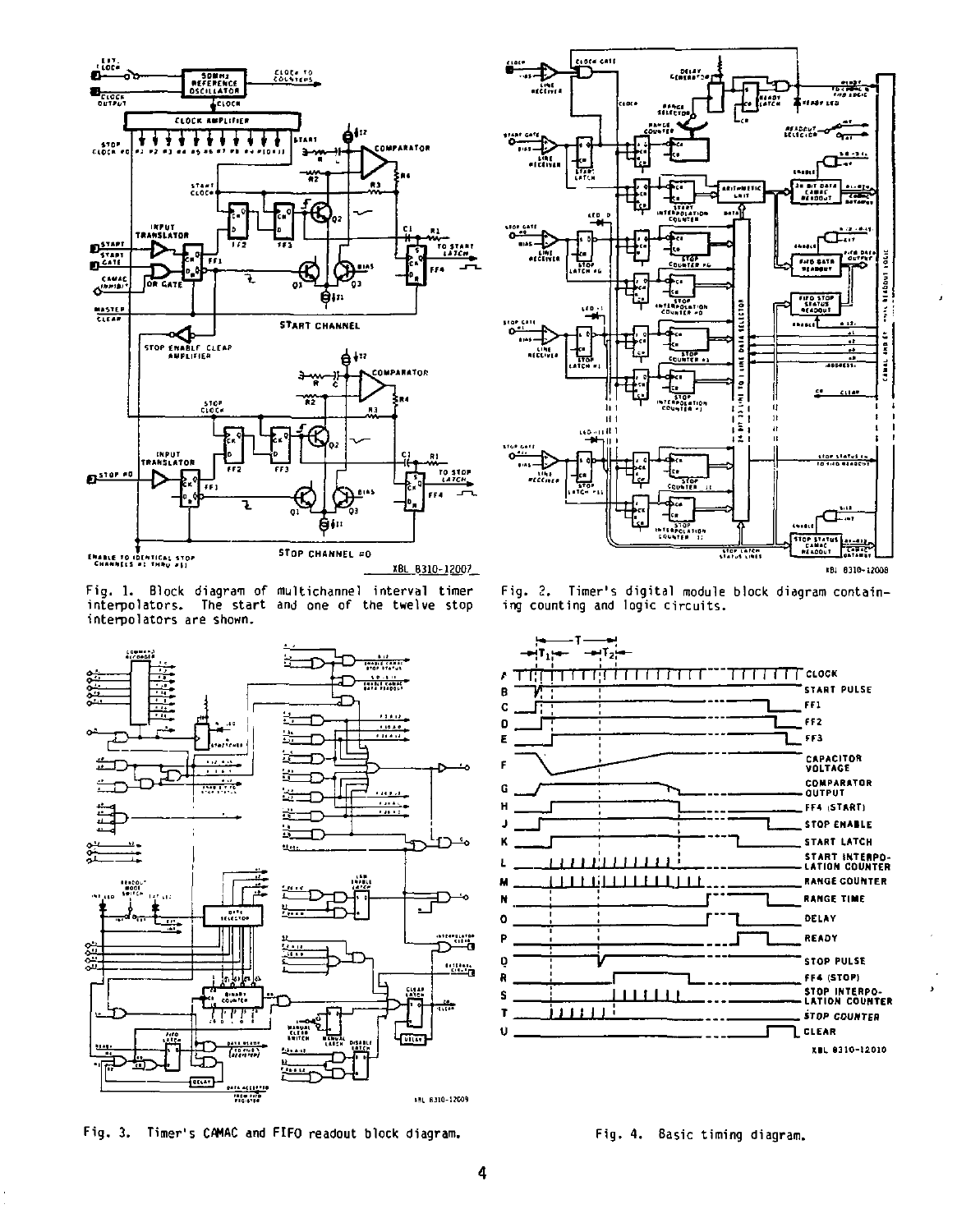Fig. 1. Block diagram of multichannel interval timer interpolators. The start and one of the twelve stop interpolators are shown.

Fig. 2. Timer's digital module block diagram containing counting and logic circuits.

Fig. 3. Timer's CAMAC and FIFO readout block diagram.

Fig. 4. Basic timing diagram.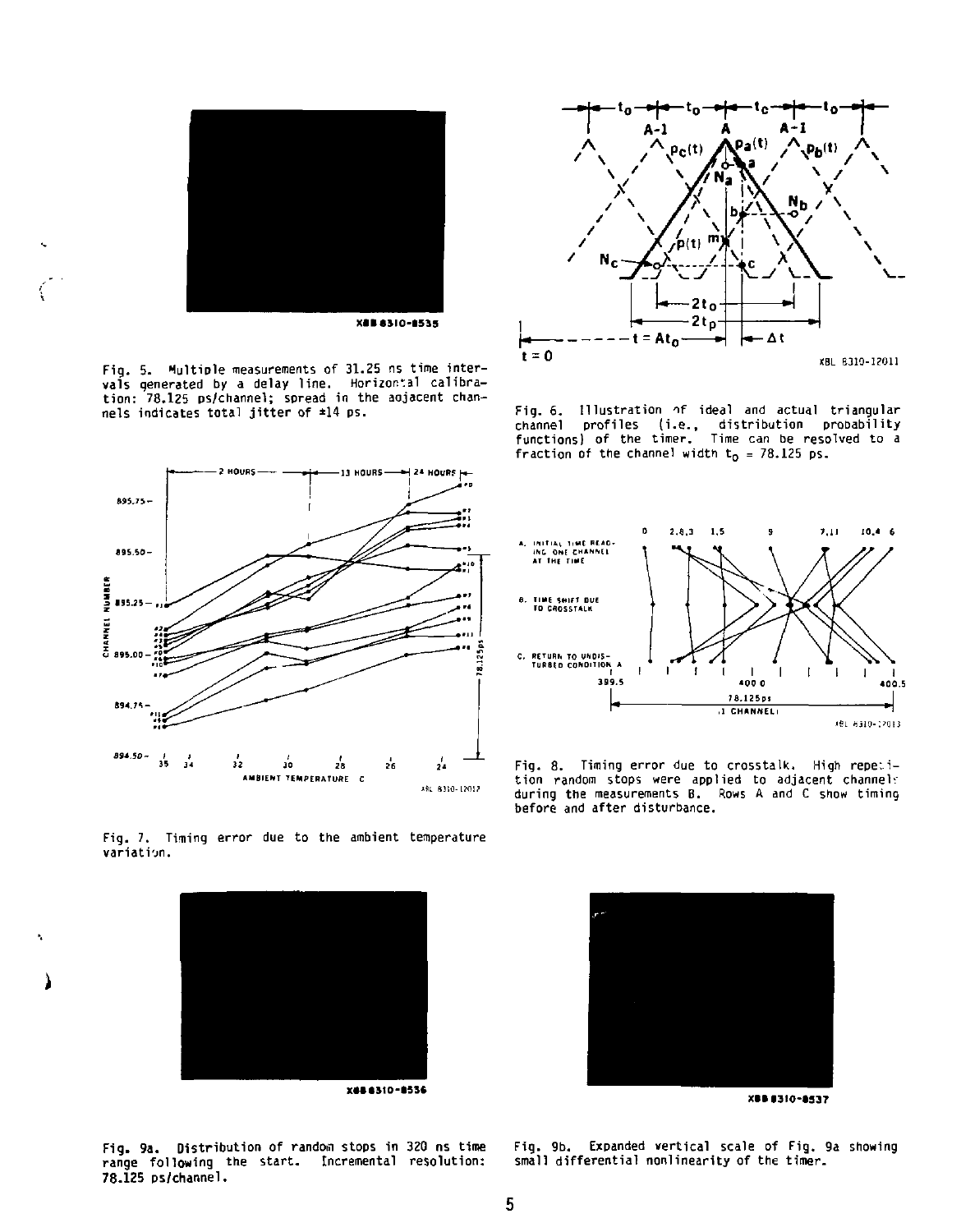XBB 8310-8535

Fig. 5. Multiple measurements of 31.25 ns time intervals generated by a delay line. Horizontal calibration: 78.125 ps/channel; spread in the adjacent channels indicates total jitter of ±14 ps.

$t_o$ $t_o$ $t_c$ $t_o$

A-1 A A-1

$p_c(t)$ $p_a(t)$ $p_b(t)$

a $N_a$ $N_b$ b

$p(t)$ m

$N_c$ c

$2t_o$

$2t_p$

$t = At_o$ $\Delta t$

$t = 0$

XBL 8310-12011

Fig. 6. Illustration of ideal and actual triangular channel profiles (i.e., distribution probability functions) of the timer. Time can be resolved to a fraction of the channel width $t_o$ = 78.125 ps.

2 HOURS 13 HOURS 24 HOURS

895.75

895.50

895.25

895.00

894.75

894.50

CHANNEL NUMBER

35 34 32 30 28 26 24

AMBIENT TEMPERATURE C

78.125ps

XBL 8310-12012

Fig. 7. Timing error due to the ambient temperature variation.

0 2,8,3 1,5 9 7,11 10,4 6

A. INITIAL TIME READING ONE CHANNEL AT THE TIME

B. TIME SHIFT DUE TO CROSSTALK

C. RETURN TO UNDISTURBED CONDITION A

399.5 400.0 400.5

78.125ps

(1 CHANNEL)

XBL 8310-12013

Fig. 8. Timing error due to crosstalk. High repetition random stops were applied to adjacent channels during the measurements B. Rows A and C show timing before and after disturbance.

XBB 8310-8536

Fig. 9a. Distribution of random stops in 320 ns time range following the start. Incremental resolution: 78.125 ps/channel.

XBB 8310-8537

Fig. 9b. Expanded vertical scale of Fig. 9a showing small differential nonlinearity of the timer.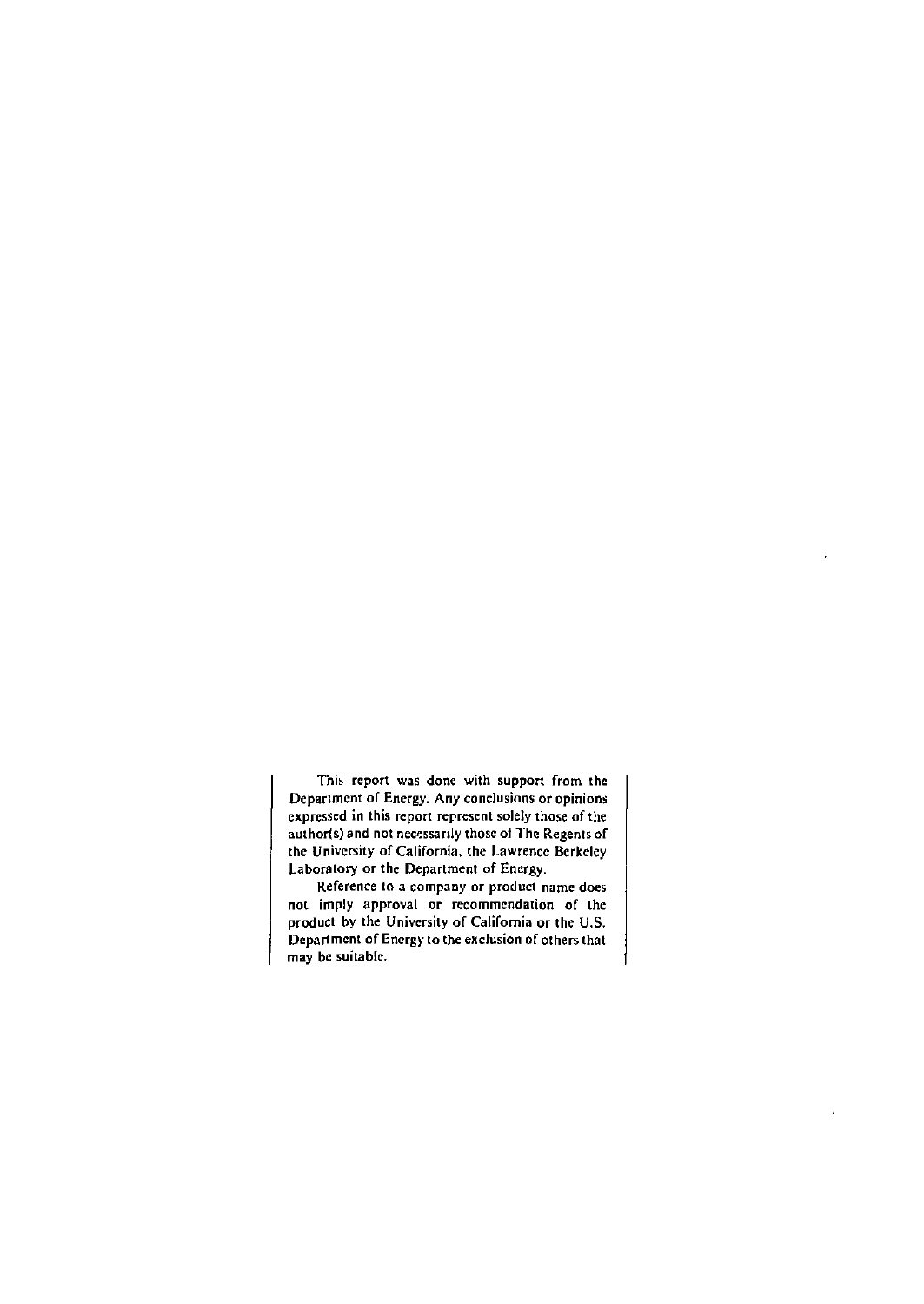This report was done with support from the Department of Energy. Any conclusions or opinions expressed in this report represent solely those of the author(s) and not necessarily those of The Regents of the University of California, the Lawrence Berkeley Laboratory or the Department of Energy.

Reference to a company or product name does not imply approval or recommendation of the product by the University of California or the U.S. Department of Energy to the exclusion of others that may be suitable.